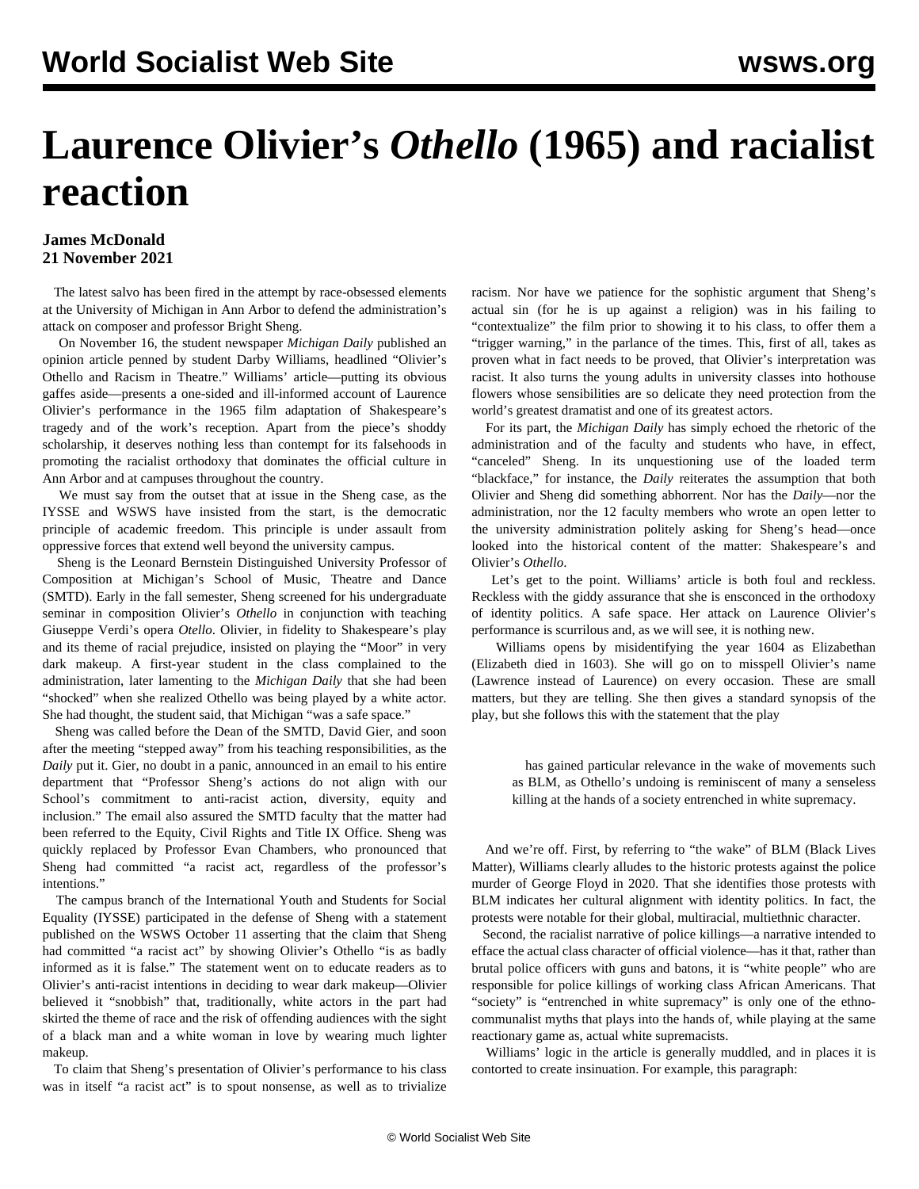# Laurence Olivier's *Othello* (1965) and racialist reaction

**James McDonald**
**21 November 2021**

The latest salvo has been fired in the attempt by race-obsessed elements at the University of Michigan in Ann Arbor to defend the administration's attack on composer and professor Bright Sheng.

On November 16, the student newspaper *Michigan Daily* published an opinion article penned by student Darby Williams, headlined "Olivier's Othello and Racism in Theatre." Williams' article—putting its obvious gaffes aside—presents a one-sided and ill-informed account of Laurence Olivier's performance in the 1965 film adaptation of Shakespeare's tragedy and of the work's reception. Apart from the piece's shoddy scholarship, it deserves nothing less than contempt for its falsehoods in promoting the racialist orthodoxy that dominates the official culture in Ann Arbor and at campuses throughout the country.

We must say from the outset that at issue in the Sheng case, as the IYSSE and WSWS have insisted from the start, is the democratic principle of academic freedom. This principle is under assault from oppressive forces that extend well beyond the university campus.

Sheng is the Leonard Bernstein Distinguished University Professor of Composition at Michigan's School of Music, Theatre and Dance (SMTD). Early in the fall semester, Sheng screened for his undergraduate seminar in composition Olivier's *Othello* in conjunction with teaching Giuseppe Verdi's opera *Otello*. Olivier, in fidelity to Shakespeare's play and its theme of racial prejudice, insisted on playing the "Moor" in very dark makeup. A first-year student in the class complained to the administration, later lamenting to the *Michigan Daily* that she had been "shocked" when she realized Othello was being played by a white actor. She had thought, the student said, that Michigan "was a safe space."

Sheng was called before the Dean of the SMTD, David Gier, and soon after the meeting "stepped away" from his teaching responsibilities, as the *Daily* put it. Gier, no doubt in a panic, announced in an email to his entire department that "Professor Sheng's actions do not align with our School's commitment to anti-racist action, diversity, equity and inclusion." The email also assured the SMTD faculty that the matter had been referred to the Equity, Civil Rights and Title IX Office. Sheng was quickly replaced by Professor Evan Chambers, who pronounced that Sheng had committed "a racist act, regardless of the professor's intentions."

The campus branch of the International Youth and Students for Social Equality (IYSSE) participated in the defense of Sheng with a statement published on the WSWS October 11 asserting that the claim that Sheng had committed "a racist act" by showing Olivier's Othello "is as badly informed as it is false." The statement went on to educate readers as to Olivier's anti-racist intentions in deciding to wear dark makeup—Olivier believed it "snobbish" that, traditionally, white actors in the part had skirted the theme of race and the risk of offending audiences with the sight of a black man and a white woman in love by wearing much lighter makeup.

To claim that Sheng's presentation of Olivier's performance to his class was in itself "a racist act" is to spout nonsense, as well as to trivialize racism. Nor have we patience for the sophistic argument that Sheng's actual sin (for he is up against a religion) was in his failing to "contextualize" the film prior to showing it to his class, to offer them a "trigger warning," in the parlance of the times. This, first of all, takes as proven what in fact needs to be proved, that Olivier's interpretation was racist. It also turns the young adults in university classes into hothouse flowers whose sensibilities are so delicate they need protection from the world's greatest dramatist and one of its greatest actors.

For its part, the *Michigan Daily* has simply echoed the rhetoric of the administration and of the faculty and students who have, in effect, "canceled" Sheng. In its unquestioning use of the loaded term "blackface," for instance, the *Daily* reiterates the assumption that both Olivier and Sheng did something abhorrent. Nor has the *Daily*—nor the administration, nor the 12 faculty members who wrote an open letter to the university administration politely asking for Sheng's head—once looked into the historical content of the matter: Shakespeare's and Olivier's *Othello*.

Let's get to the point. Williams' article is both foul and reckless. Reckless with the giddy assurance that she is ensconced in the orthodoxy of identity politics. A safe space. Her attack on Laurence Olivier's performance is scurrilous and, as we will see, it is nothing new.

Williams opens by misidentifying the year 1604 as Elizabethan (Elizabeth died in 1603). She will go on to misspell Olivier's name (Lawrence instead of Laurence) on every occasion. These are small matters, but they are telling. She then gives a standard synopsis of the play, but she follows this with the statement that the play

> has gained particular relevance in the wake of movements such as BLM, as Othello's undoing is reminiscent of many a senseless killing at the hands of a society entrenched in white supremacy.

And we're off. First, by referring to "the wake" of BLM (Black Lives Matter), Williams clearly alludes to the historic protests against the police murder of George Floyd in 2020. That she identifies those protests with BLM indicates her cultural alignment with identity politics. In fact, the protests were notable for their global, multiracial, multiethnic character.

Second, the racialist narrative of police killings—a narrative intended to efface the actual class character of official violence—has it that, rather than brutal police officers with guns and batons, it is "white people" who are responsible for police killings of working class African Americans. That "society" is "entrenched in white supremacy" is only one of the ethno-communalist myths that plays into the hands of, while playing at the same reactionary game as, actual white supremacists.

Williams' logic in the article is generally muddled, and in places it is contorted to create insinuation. For example, this paragraph: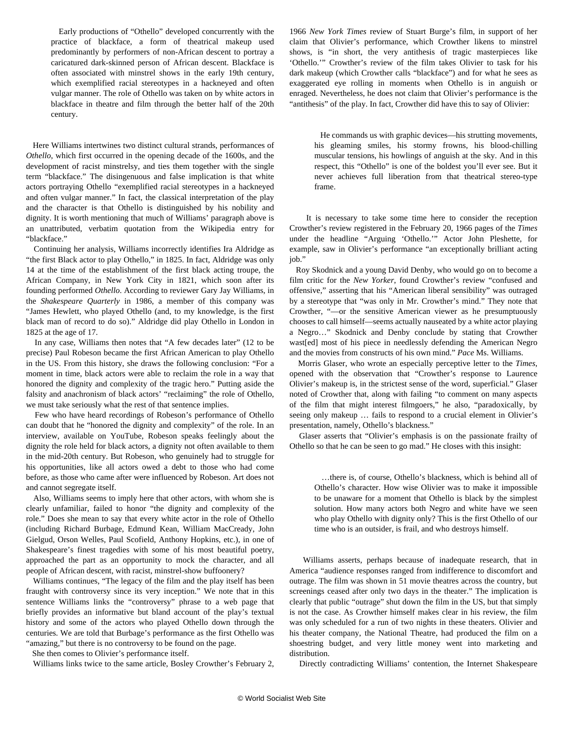> Early productions of "Othello" developed concurrently with the practice of blackface, a form of theatrical makeup used predominantly by performers of non-African descent to portray a caricatured dark-skinned person of African descent. Blackface is often associated with minstrel shows in the early 19th century, which exemplified racial stereotypes in a hackneyed and often vulgar manner. The role of Othello was taken on by white actors in blackface in theatre and film through the better half of the 20th century.

Here Williams intertwines two distinct cultural strands, performances of *Othello*, which first occurred in the opening decade of the 1600s, and the development of racist minstrelsy, and ties them together with the single term "blackface." The disingenuous and false implication is that white actors portraying Othello "exemplified racial stereotypes in a hackneyed and often vulgar manner." In fact, the classical interpretation of the play and the character is that Othello is distinguished by his nobility and dignity. It is worth mentioning that much of Williams' paragraph above is an unattributed, verbatim quotation from the Wikipedia entry for "blackface."

Continuing her analysis, Williams incorrectly identifies Ira Aldridge as "the first Black actor to play Othello," in 1825. In fact, Aldridge was only 14 at the time of the establishment of the first black acting troupe, the African Company, in New York City in 1821, which soon after its founding performed *Othello*. According to reviewer Gary Jay Williams, in the *Shakespeare Quarterly* in 1986, a member of this company was "James Hewlett, who played Othello (and, to my knowledge, is the first black man of record to do so)." Aldridge did play Othello in London in 1825 at the age of 17.

In any case, Williams then notes that "A few decades later" (12 to be precise) Paul Robeson became the first African American to play Othello in the US. From this history, she draws the following conclusion: "For a moment in time, black actors were able to reclaim the role in a way that honored the dignity and complexity of the tragic hero." Putting aside the falsity and anachronism of black actors' "reclaiming" the role of Othello, we must take seriously what the rest of that sentence implies.

Few who have heard recordings of Robeson's performance of Othello can doubt that he "honored the dignity and complexity" of the role. In an interview, available on YouTube, Robeson speaks feelingly about the dignity the role held for black actors, a dignity not often available to them in the mid-20th century. But Robeson, who genuinely had to struggle for his opportunities, like all actors owed a debt to those who had come before, as those who came after were influenced by Robeson. Art does not and cannot segregate itself.

Also, Williams seems to imply here that other actors, with whom she is clearly unfamiliar, failed to honor "the dignity and complexity of the role." Does she mean to say that every white actor in the role of Othello (including Richard Burbage, Edmund Kean, William MacCready, John Gielgud, Orson Welles, Paul Scofield, Anthony Hopkins, etc.), in one of Shakespeare's finest tragedies with some of his most beautiful poetry, approached the part as an opportunity to mock the character, and all people of African descent, with racist, minstrel-show buffoonery?

Williams continues, "The legacy of the film and the play itself has been fraught with controversy since its very inception." We note that in this sentence Williams links the "controversy" phrase to a web page that briefly provides an informative but bland account of the play's textual history and some of the actors who played Othello down through the centuries. We are told that Burbage's performance as the first Othello was "amazing," but there is no controversy to be found on the page.

She then comes to Olivier's performance itself.

Williams links twice to the same article, Bosley Crowther's February 2, 1966 *New York Times* review of Stuart Burge's film, in support of her claim that Olivier's performance, which Crowther likens to minstrel shows, is "in short, the very antithesis of tragic masterpieces like 'Othello.'" Crowther's review of the film takes Olivier to task for his dark makeup (which Crowther calls "blackface") and for what he sees as exaggerated eye rolling in moments when Othello is in anguish or enraged. Nevertheless, he does not claim that Olivier's performance is the "antithesis" of the play. In fact, Crowther did have this to say of Olivier:

> He commands us with graphic devices—his strutting movements, his gleaming smiles, his stormy frowns, his blood-chilling muscular tensions, his howlings of anguish at the sky. And in this respect, this "Othello" is one of the boldest you'll ever see. But it never achieves full liberation from that theatrical stereo-type frame.

It is necessary to take some time here to consider the reception Crowther's review registered in the February 20, 1966 pages of the *Times* under the headline "Arguing 'Othello.'" Actor John Pleshette, for example, saw in Olivier's performance "an exceptionally brilliant acting job."

Roy Skodnick and a young David Denby, who would go on to become a film critic for the *New Yorker*, found Crowther's review "confused and offensive," asserting that his "American liberal sensibility" was outraged by a stereotype that "was only in Mr. Crowther's mind." They note that Crowther, "—or the sensitive American viewer as he presumptuously chooses to call himself—seems actually nauseated by a white actor playing a Negro…" Skodnick and Denby conclude by stating that Crowther wast[ed] most of his piece in needlessly defending the American Negro and the movies from constructs of his own mind." *Pace* Ms. Williams.

Morris Glaser, who wrote an especially perceptive letter to the *Times*, opened with the observation that "Crowther's response to Laurence Olivier's makeup is, in the strictest sense of the word, superficial." Glaser noted of Crowther that, along with failing "to comment on many aspects of the film that might interest filmgoers," he also, "paradoxically, by seeing only makeup … fails to respond to a crucial element in Olivier's presentation, namely, Othello's blackness."

Glaser asserts that "Olivier's emphasis is on the passionate frailty of Othello so that he can be seen to go mad." He closes with this insight:

> …there is, of course, Othello's blackness, which is behind all of Othello's character. How wise Olivier was to make it impossible to be unaware for a moment that Othello is black by the simplest solution. How many actors both Negro and white have we seen who play Othello with dignity only? This is the first Othello of our time who is an outsider, is frail, and who destroys himself.

Williams asserts, perhaps because of inadequate research, that in America "audience responses ranged from indifference to discomfort and outrage. The film was shown in 51 movie theatres across the country, but screenings ceased after only two days in the theater." The implication is clearly that public "outrage" shut down the film in the US, but that simply is not the case. As Crowther himself makes clear in his review, the film was only scheduled for a run of two nights in these theaters. Olivier and his theater company, the National Theatre, had produced the film on a shoestring budget, and very little money went into marketing and distribution.

Directly contradicting Williams' contention, the Internet Shakespeare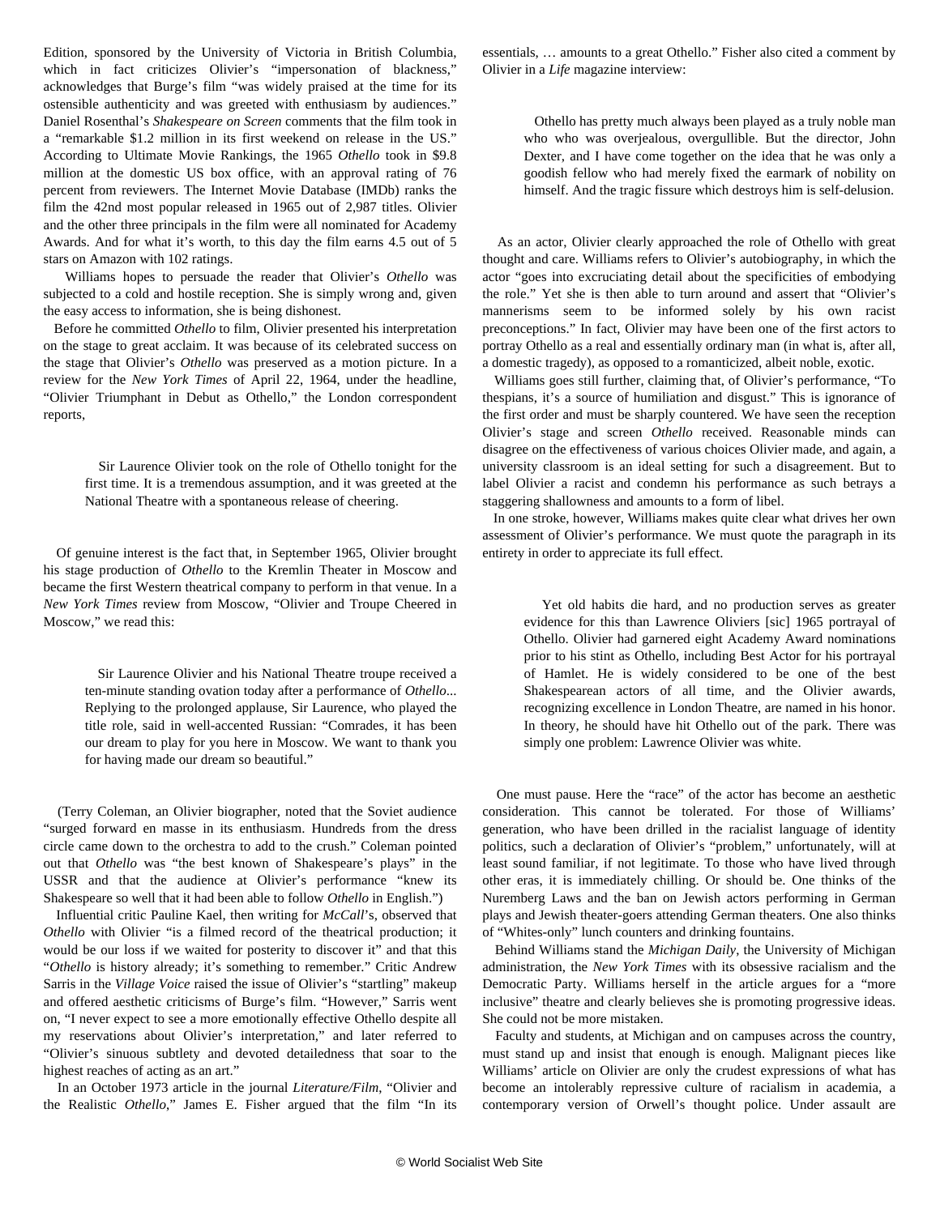Edition, sponsored by the University of Victoria in British Columbia, which in fact criticizes Olivier's "impersonation of blackness," acknowledges that Burge's film "was widely praised at the time for its ostensible authenticity and was greeted with enthusiasm by audiences." Daniel Rosenthal's *Shakespeare on Screen* comments that the film took in a "remarkable $1.2 million in its first weekend on release in the US." According to Ultimate Movie Rankings, the 1965 *Othello* took in $9.8 million at the domestic US box office, with an approval rating of 76 percent from reviewers. The Internet Movie Database (IMDb) ranks the film the 42nd most popular released in 1965 out of 2,987 titles. Olivier and the other three principals in the film were all nominated for Academy Awards. And for what it's worth, to this day the film earns 4.5 out of 5 stars on Amazon with 102 ratings.

Williams hopes to persuade the reader that Olivier's *Othello* was subjected to a cold and hostile reception. She is simply wrong and, given the easy access to information, she is being dishonest.

Before he committed *Othello* to film, Olivier presented his interpretation on the stage to great acclaim. It was because of its celebrated success on the stage that Olivier's *Othello* was preserved as a motion picture. In a review for the *New York Times* of April 22, 1964, under the headline, "Olivier Triumphant in Debut as Othello," the London correspondent reports,

> Sir Laurence Olivier took on the role of Othello tonight for the first time. It is a tremendous assumption, and it was greeted at the National Theatre with a spontaneous release of cheering.

Of genuine interest is the fact that, in September 1965, Olivier brought his stage production of *Othello* to the Kremlin Theater in Moscow and became the first Western theatrical company to perform in that venue. In a *New York Times* review from Moscow, "Olivier and Troupe Cheered in Moscow," we read this:

> Sir Laurence Olivier and his National Theatre troupe received a ten-minute standing ovation today after a performance of *Othello*... Replying to the prolonged applause, Sir Laurence, who played the title role, said in well-accented Russian: "Comrades, it has been our dream to play for you here in Moscow. We want to thank you for having made our dream so beautiful."

(Terry Coleman, an Olivier biographer, noted that the Soviet audience "surged forward en masse in its enthusiasm. Hundreds from the dress circle came down to the orchestra to add to the crush." Coleman pointed out that *Othello* was "the best known of Shakespeare's plays" in the USSR and that the audience at Olivier's performance "knew its Shakespeare so well that it had been able to follow *Othello* in English.")

Influential critic Pauline Kael, then writing for *McCall*'s, observed that *Othello* with Olivier "is a filmed record of the theatrical production; it would be our loss if we waited for posterity to discover it" and that this "*Othello* is history already; it's something to remember." Critic Andrew Sarris in the *Village Voice* raised the issue of Olivier's "startling" makeup and offered aesthetic criticisms of Burge's film. "However," Sarris went on, "I never expect to see a more emotionally effective Othello despite all my reservations about Olivier's interpretation," and later referred to "Olivier's sinuous subtlety and devoted detailedness that soar to the highest reaches of acting as an art."

In an October 1973 article in the journal *Literature/Film*, "Olivier and the Realistic *Othello*," James E. Fisher argued that the film "In its essentials, … amounts to a great Othello." Fisher also cited a comment by Olivier in a *Life* magazine interview:

> Othello has pretty much always been played as a truly noble man who who was overjealous, overgullible. But the director, John Dexter, and I have come together on the idea that he was only a goodish fellow who had merely fixed the earmark of nobility on himself. And the tragic fissure which destroys him is self-delusion.

As an actor, Olivier clearly approached the role of Othello with great thought and care. Williams refers to Olivier's autobiography, in which the actor "goes into excruciating detail about the specificities of embodying the role." Yet she is then able to turn around and assert that "Olivier's mannerisms seem to be informed solely by his own racist preconceptions." In fact, Olivier may have been one of the first actors to portray Othello as a real and essentially ordinary man (in what is, after all, a domestic tragedy), as opposed to a romanticized, albeit noble, exotic.

Williams goes still further, claiming that, of Olivier's performance, "To thespians, it's a source of humiliation and disgust." This is ignorance of the first order and must be sharply countered. We have seen the reception Olivier's stage and screen *Othello* received. Reasonable minds can disagree on the effectiveness of various choices Olivier made, and again, a university classroom is an ideal setting for such a disagreement. But to label Olivier a racist and condemn his performance as such betrays a staggering shallowness and amounts to a form of libel.

In one stroke, however, Williams makes quite clear what drives her own assessment of Olivier's performance. We must quote the paragraph in its entirety in order to appreciate its full effect.

> Yet old habits die hard, and no production serves as greater evidence for this than Lawrence Oliviers [sic] 1965 portrayal of Othello. Olivier had garnered eight Academy Award nominations prior to his stint as Othello, including Best Actor for his portrayal of Hamlet. He is widely considered to be one of the best Shakespearean actors of all time, and the Olivier awards, recognizing excellence in London Theatre, are named in his honor. In theory, he should have hit Othello out of the park. There was simply one problem: Lawrence Olivier was white.

One must pause. Here the "race" of the actor has become an aesthetic consideration. This cannot be tolerated. For those of Williams' generation, who have been drilled in the racialist language of identity politics, such a declaration of Olivier's "problem," unfortunately, will at least sound familiar, if not legitimate. To those who have lived through other eras, it is immediately chilling. Or should be. One thinks of the Nuremberg Laws and the ban on Jewish actors performing in German plays and Jewish theater-goers attending German theaters. One also thinks of "Whites-only" lunch counters and drinking fountains.

Behind Williams stand the *Michigan Daily*, the University of Michigan administration, the *New York Times* with its obsessive racialism and the Democratic Party. Williams herself in the article argues for a "more inclusive" theatre and clearly believes she is promoting progressive ideas. She could not be more mistaken.

Faculty and students, at Michigan and on campuses across the country, must stand up and insist that enough is enough. Malignant pieces like Williams' article on Olivier are only the crudest expressions of what has become an intolerably repressive culture of racialism in academia, a contemporary version of Orwell's thought police. Under assault are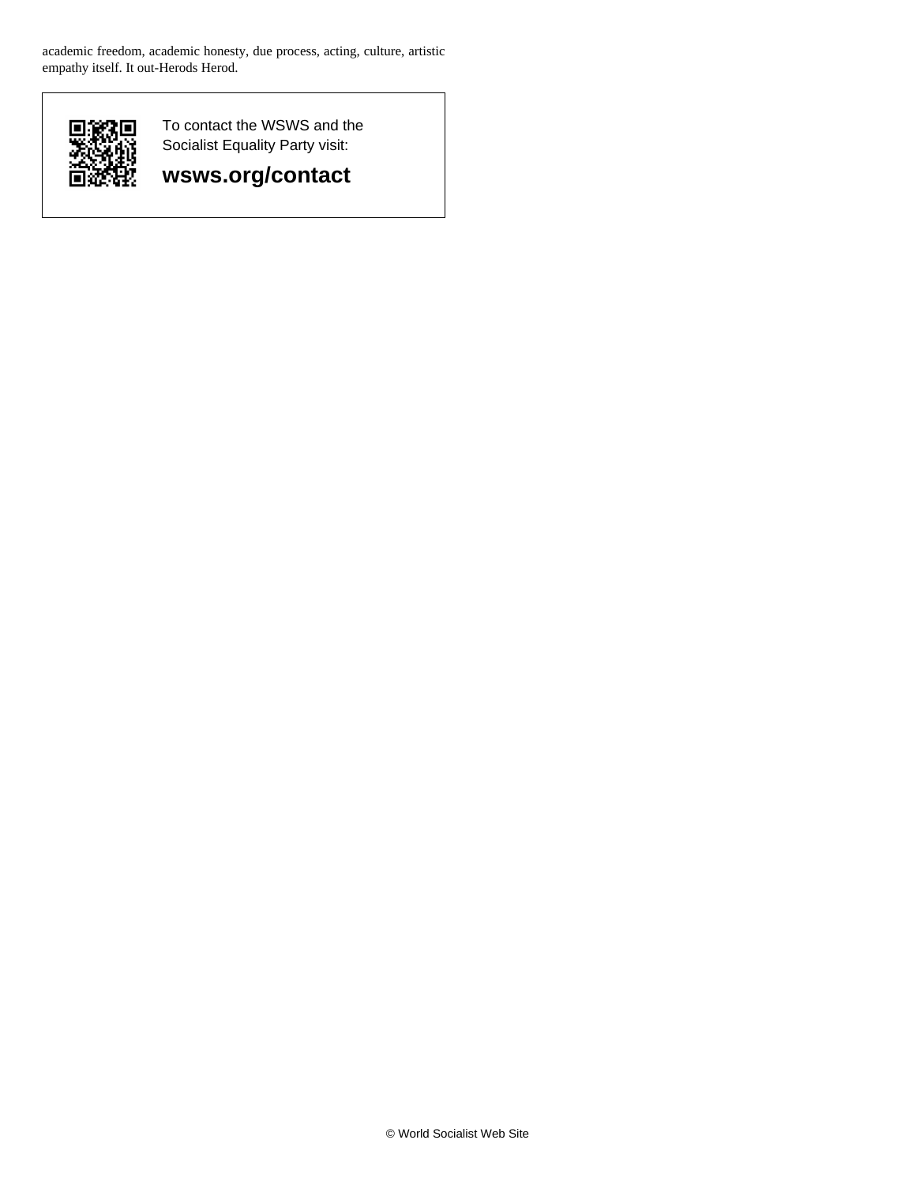academic freedom, academic honesty, due process, acting, culture, artistic empathy itself. It out-Herods Herod.

To contact the WSWS and the Socialist Equality Party visit:

**wsws.org/contact**